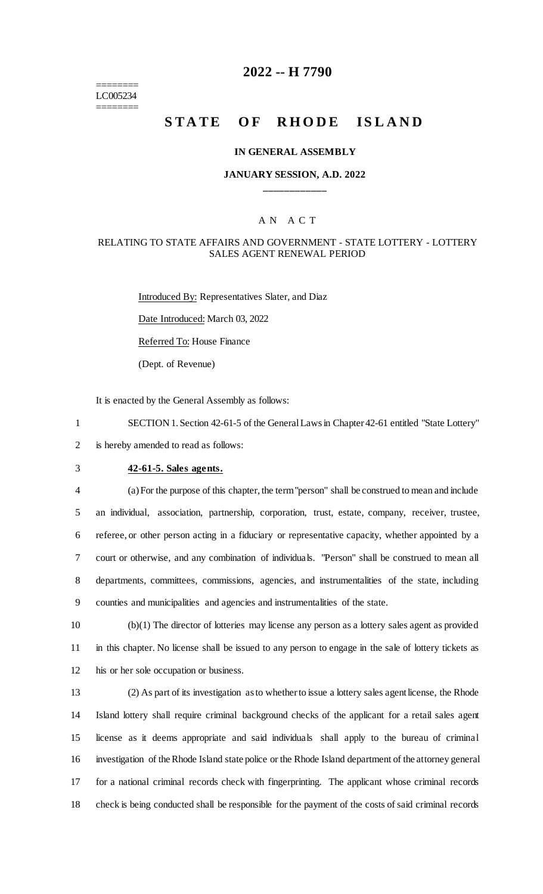# 2022 -- H 7790

========
LC005234
========

# STATE OF RHODE ISLAND

**IN GENERAL ASSEMBLY**

**JANUARY SESSION, A.D. 2022**

____________

A N A C T

RELATING TO STATE AFFAIRS AND GOVERNMENT - STATE LOTTERY - LOTTERY SALES AGENT RENEWAL PERIOD

Introduced By: Representatives Slater, and Diaz

Date Introduced: March 03, 2022

Referred To: House Finance

(Dept. of Revenue)

It is enacted by the General Assembly as follows:

1 SECTION 1. Section 42-61-5 of the General Laws in Chapter 42-61 entitled "State Lottery"
2 is hereby amended to read as follows:

3 **42-61-5. Sales agents.**

4 (a) For the purpose of this chapter, the term "person" shall be construed to mean and include
5 an individual, association, partnership, corporation, trust, estate, company, receiver, trustee,
6 referee, or other person acting in a fiduciary or representative capacity, whether appointed by a
7 court or otherwise, and any combination of individuals. "Person" shall be construed to mean all
8 departments, committees, commissions, agencies, and instrumentalities of the state, including
9 counties and municipalities and agencies and instrumentalities of the state.

10 (b)(1) The director of lotteries may license any person as a lottery sales agent as provided
11 in this chapter. No license shall be issued to any person to engage in the sale of lottery tickets as
12 his or her sole occupation or business.

13 (2) As part of its investigation as to whether to issue a lottery sales agent license, the Rhode
14 Island lottery shall require criminal background checks of the applicant for a retail sales agent
15 license as it deems appropriate and said individuals shall apply to the bureau of criminal
16 investigation of the Rhode Island state police or the Rhode Island department of the attorney general
17 for a national criminal records check with fingerprinting. The applicant whose criminal records
18 check is being conducted shall be responsible for the payment of the costs of said criminal records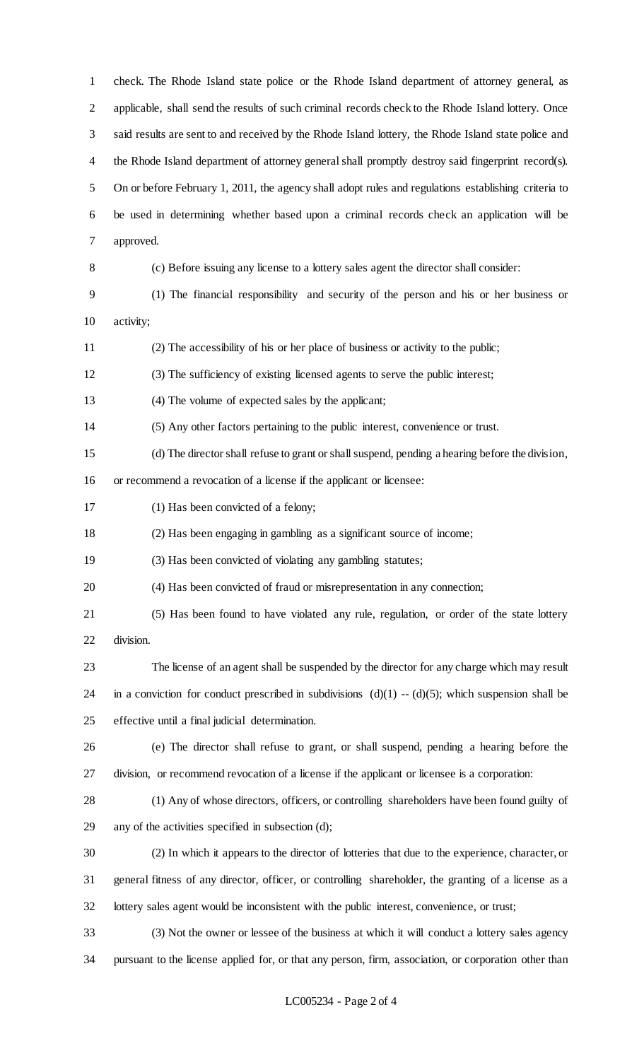check. The Rhode Island state police or the Rhode Island department of attorney general, as applicable, shall send the results of such criminal records check to the Rhode Island lottery. Once said results are sent to and received by the Rhode Island lottery, the Rhode Island state police and the Rhode Island department of attorney general shall promptly destroy said fingerprint record(s). On or before February 1, 2011, the agency shall adopt rules and regulations establishing criteria to be used in determining whether based upon a criminal records check an application will be approved.

(c) Before issuing any license to a lottery sales agent the director shall consider:

(1) The financial responsibility and security of the person and his or her business or activity;

(2) The accessibility of his or her place of business or activity to the public;

(3) The sufficiency of existing licensed agents to serve the public interest;

(4) The volume of expected sales by the applicant;

(5) Any other factors pertaining to the public interest, convenience or trust.

(d) The director shall refuse to grant or shall suspend, pending a hearing before the division, or recommend a revocation of a license if the applicant or licensee:

(1) Has been convicted of a felony;

(2) Has been engaging in gambling as a significant source of income;

(3) Has been convicted of violating any gambling statutes;

(4) Has been convicted of fraud or misrepresentation in any connection;

(5) Has been found to have violated any rule, regulation, or order of the state lottery division.

The license of an agent shall be suspended by the director for any charge which may result in a conviction for conduct prescribed in subdivisions (d)(1) -- (d)(5); which suspension shall be effective until a final judicial determination.

(e) The director shall refuse to grant, or shall suspend, pending a hearing before the division, or recommend revocation of a license if the applicant or licensee is a corporation:

(1) Any of whose directors, officers, or controlling shareholders have been found guilty of any of the activities specified in subsection (d);

(2) In which it appears to the director of lotteries that due to the experience, character, or general fitness of any director, officer, or controlling shareholder, the granting of a license as a lottery sales agent would be inconsistent with the public interest, convenience, or trust;

(3) Not the owner or lessee of the business at which it will conduct a lottery sales agency pursuant to the license applied for, or that any person, firm, association, or corporation other than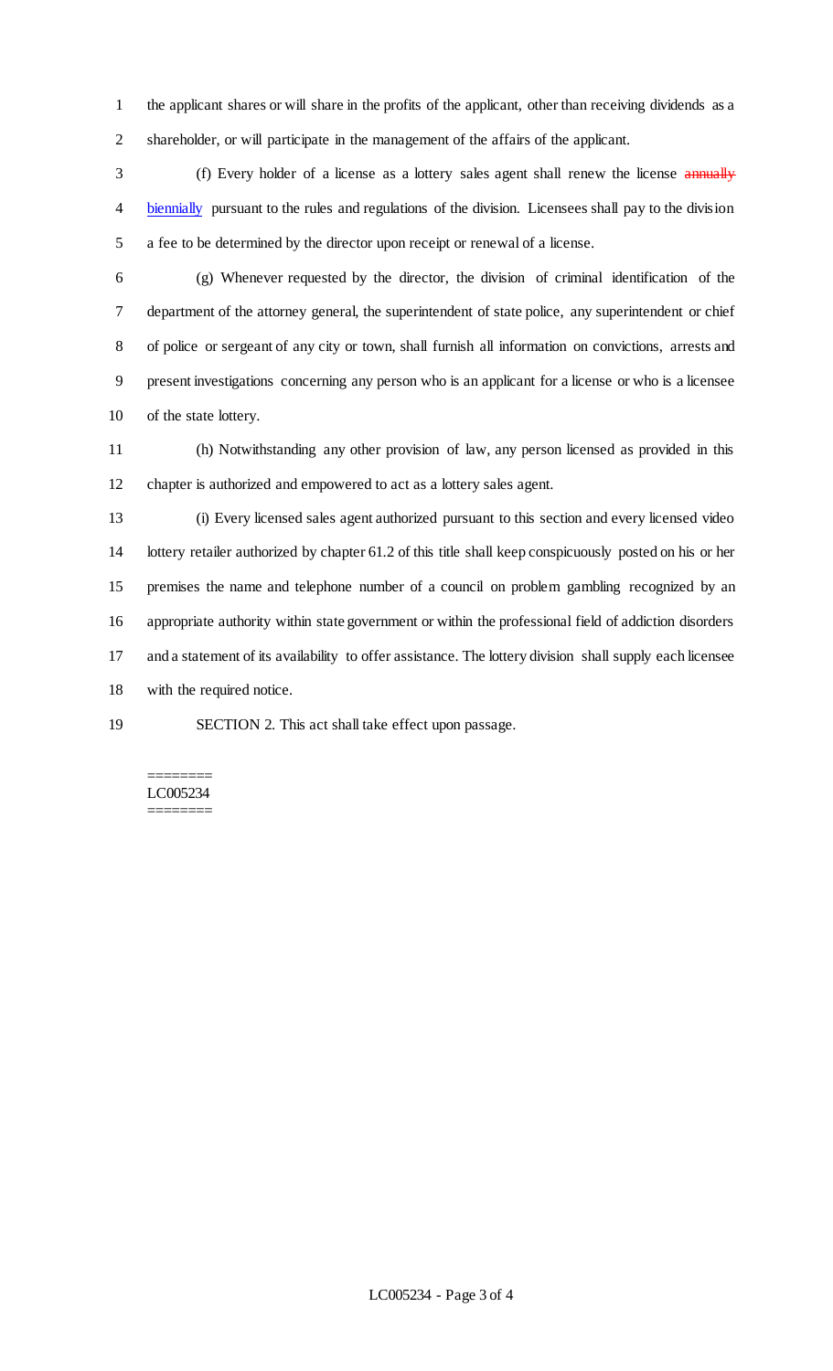the applicant shares or will share in the profits of the applicant, other than receiving dividends as a shareholder, or will participate in the management of the affairs of the applicant.

(f) Every holder of a license as a lottery sales agent shall renew the license ~~annually~~ biennially pursuant to the rules and regulations of the division. Licensees shall pay to the division a fee to be determined by the director upon receipt or renewal of a license.

(g) Whenever requested by the director, the division of criminal identification of the department of the attorney general, the superintendent of state police, any superintendent or chief of police or sergeant of any city or town, shall furnish all information on convictions, arrests and present investigations concerning any person who is an applicant for a license or who is a licensee of the state lottery.

(h) Notwithstanding any other provision of law, any person licensed as provided in this chapter is authorized and empowered to act as a lottery sales agent.

(i) Every licensed sales agent authorized pursuant to this section and every licensed video lottery retailer authorized by chapter 61.2 of this title shall keep conspicuously posted on his or her premises the name and telephone number of a council on problem gambling recognized by an appropriate authority within state government or within the professional field of addiction disorders and a statement of its availability to offer assistance. The lottery division shall supply each licensee with the required notice.

SECTION 2. This act shall take effect upon passage.

========
LC005234
========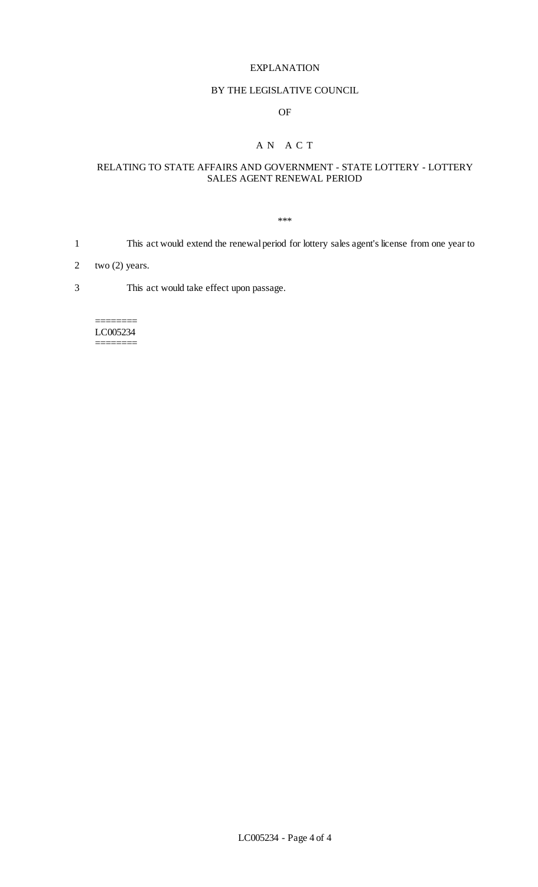EXPLANATION

BY THE LEGISLATIVE COUNCIL

OF

# A N A C T

## RELATING TO STATE AFFAIRS AND GOVERNMENT - STATE LOTTERY - LOTTERY SALES AGENT RENEWAL PERIOD

\*\*\*

1 This act would extend the renewal period for lottery sales agent's license from one year to

2 two (2) years.

3 This act would take effect upon passage.

========
LC005234
========